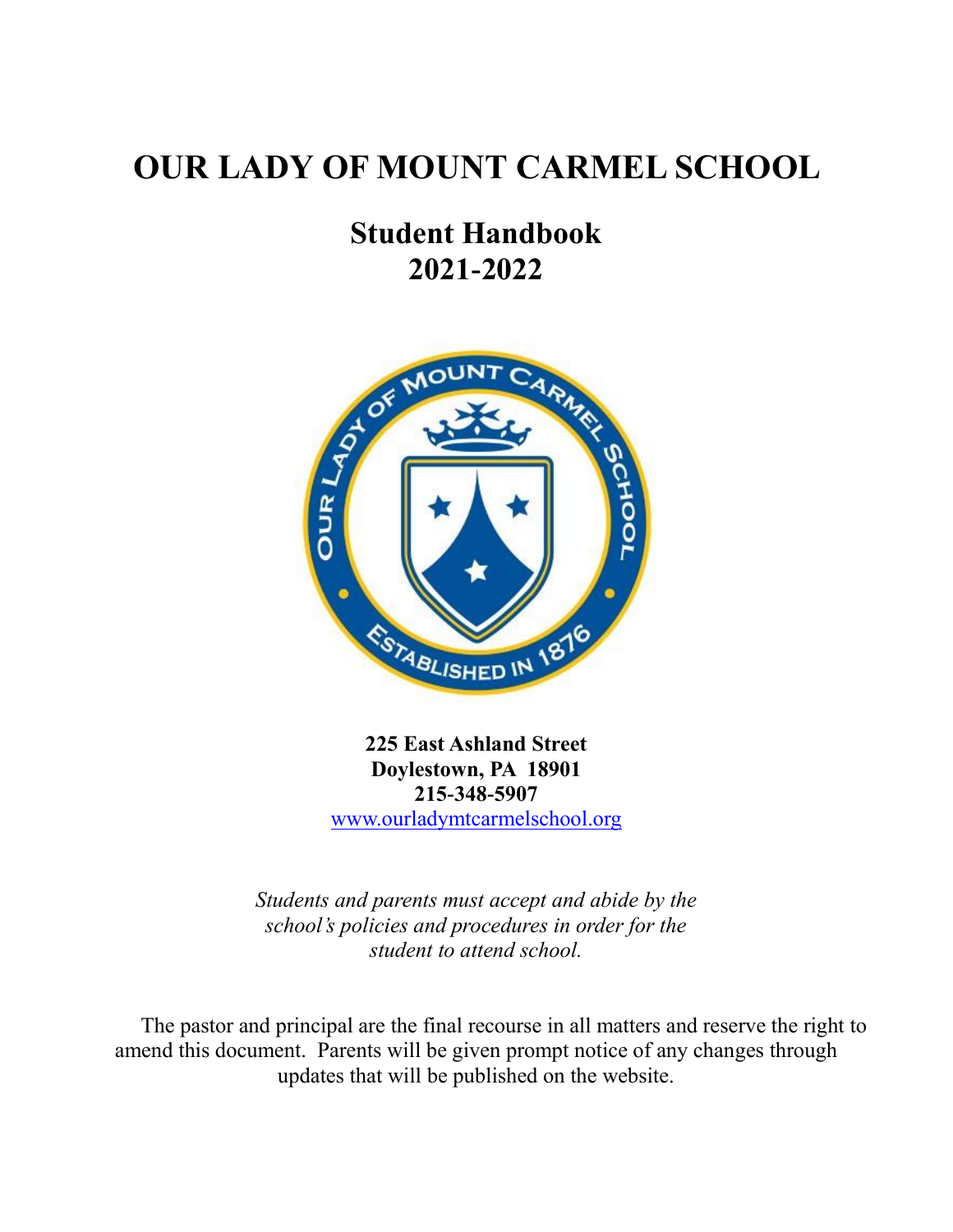# OUR LADY OF MOUNT CARMEL SCHOOL

## Student Handbook
## 2021-2022

**225 East Ashland Street**
**Doylestown, PA 18901**
**215-348-5907**
www.ourladymtcarmelschool.org

*Students and parents must accept and abide by the school's policies and procedures in order for the student to attend school.*

The pastor and principal are the final recourse in all matters and reserve the right to amend this document. Parents will be given prompt notice of any changes through updates that will be published on the website.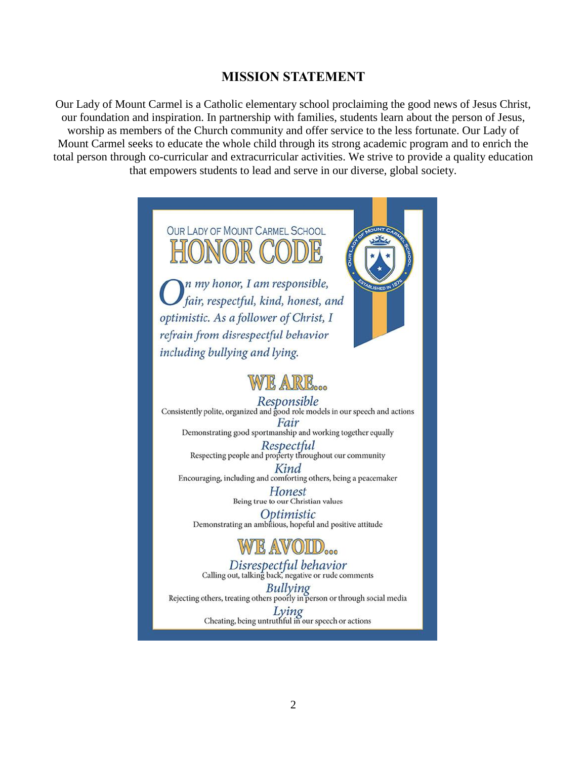## MISSION STATEMENT

Our Lady of Mount Carmel is a Catholic elementary school proclaiming the good news of Jesus Christ, our foundation and inspiration. In partnership with families, students learn about the person of Jesus, worship as members of the Church community and offer service to the less fortunate. Our Lady of Mount Carmel seeks to educate the whole child through its strong academic program and to enrich the total person through co-curricular and extracurricular activities. We strive to provide a quality education that empowers students to lead and serve in our diverse, global society.

OUR LADY OF MOUNT CARMEL SCHOOL

# HONOR CODE

*On my honor, I am responsible, fair, respectful, kind, honest, and optimistic. As a follower of Christ, I refrain from disrespectful behavior including bullying and lying.*

## WE ARE...

*Responsible*
Consistently polite, organized and good role models in our speech and actions

*Fair*
Demonstrating good sportsmanship and working together equally

*Respectful*
Respecting people and property throughout our community

*Kind*
Encouraging, including and comforting others, being a peacemaker

*Honest*
Being true to our Christian values

*Optimistic*
Demonstrating an ambitious, hopeful and positive attitude

## WE AVOID...

*Disrespectful behavior*
Calling out, talking back, negative or rude comments

*Bullying*
Rejecting others, treating others poorly in person or through social media

*Lying*
Cheating, being untruthful in our speech or actions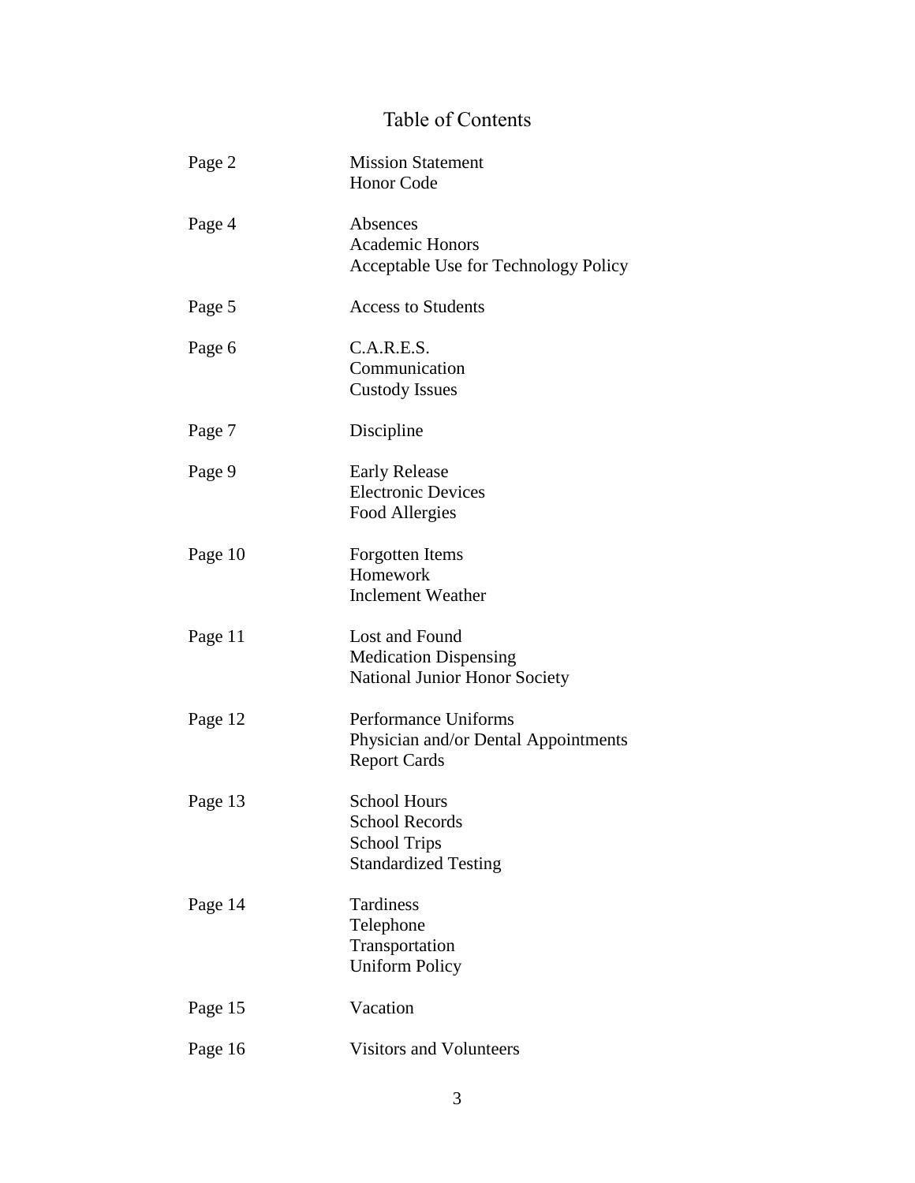# Table of Contents

| Page | Section |
| --- | --- |
| Page 2 | Mission Statement<br>Honor Code |
| Page 4 | Absences<br>Academic Honors<br>Acceptable Use for Technology Policy |
| Page 5 | Access to Students |
| Page 6 | C.A.R.E.S.<br>Communication<br>Custody Issues |
| Page 7 | Discipline |
| Page 9 | Early Release<br>Electronic Devices<br>Food Allergies |
| Page 10 | Forgotten Items<br>Homework<br>Inclement Weather |
| Page 11 | Lost and Found<br>Medication Dispensing<br>National Junior Honor Society |
| Page 12 | Performance Uniforms<br>Physician and/or Dental Appointments<br>Report Cards |
| Page 13 | School Hours<br>School Records<br>School Trips<br>Standardized Testing |
| Page 14 | Tardiness<br>Telephone<br>Transportation<br>Uniform Policy |
| Page 15 | Vacation |
| Page 16 | Visitors and Volunteers |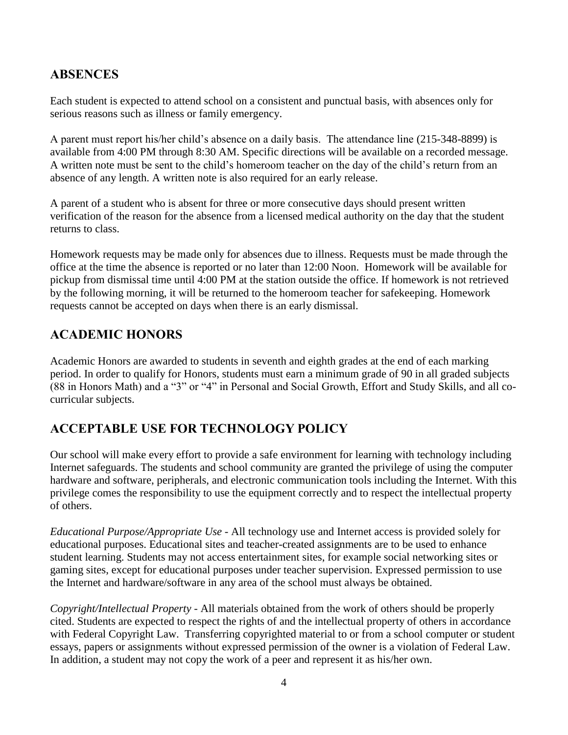## ABSENCES

Each student is expected to attend school on a consistent and punctual basis, with absences only for serious reasons such as illness or family emergency.

A parent must report his/her child's absence on a daily basis. The attendance line (215-348-8899) is available from 4:00 PM through 8:30 AM. Specific directions will be available on a recorded message. A written note must be sent to the child's homeroom teacher on the day of the child's return from an absence of any length. A written note is also required for an early release.

A parent of a student who is absent for three or more consecutive days should present written verification of the reason for the absence from a licensed medical authority on the day that the student returns to class.

Homework requests may be made only for absences due to illness. Requests must be made through the office at the time the absence is reported or no later than 12:00 Noon. Homework will be available for pickup from dismissal time until 4:00 PM at the station outside the office. If homework is not retrieved by the following morning, it will be returned to the homeroom teacher for safekeeping. Homework requests cannot be accepted on days when there is an early dismissal.

## ACADEMIC HONORS

Academic Honors are awarded to students in seventh and eighth grades at the end of each marking period. In order to qualify for Honors, students must earn a minimum grade of 90 in all graded subjects (88 in Honors Math) and a "3" or "4" in Personal and Social Growth, Effort and Study Skills, and all co-curricular subjects.

## ACCEPTABLE USE FOR TECHNOLOGY POLICY

Our school will make every effort to provide a safe environment for learning with technology including Internet safeguards. The students and school community are granted the privilege of using the computer hardware and software, peripherals, and electronic communication tools including the Internet. With this privilege comes the responsibility to use the equipment correctly and to respect the intellectual property of others.

*Educational Purpose/Appropriate Use* - All technology use and Internet access is provided solely for educational purposes. Educational sites and teacher-created assignments are to be used to enhance student learning. Students may not access entertainment sites, for example social networking sites or gaming sites, except for educational purposes under teacher supervision. Expressed permission to use the Internet and hardware/software in any area of the school must always be obtained.

*Copyright/Intellectual Property* - All materials obtained from the work of others should be properly cited. Students are expected to respect the rights of and the intellectual property of others in accordance with Federal Copyright Law. Transferring copyrighted material to or from a school computer or student essays, papers or assignments without expressed permission of the owner is a violation of Federal Law. In addition, a student may not copy the work of a peer and represent it as his/her own.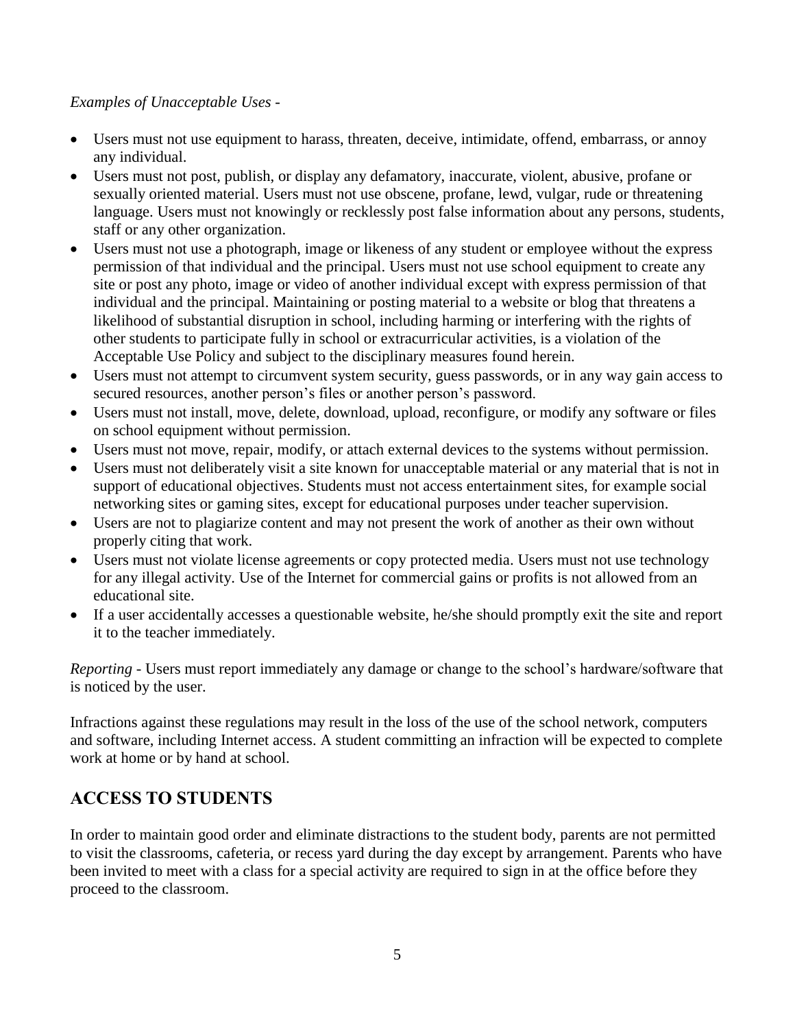*Examples of Unacceptable Uses* -

- Users must not use equipment to harass, threaten, deceive, intimidate, offend, embarrass, or annoy any individual.
- Users must not post, publish, or display any defamatory, inaccurate, violent, abusive, profane or sexually oriented material. Users must not use obscene, profane, lewd, vulgar, rude or threatening language. Users must not knowingly or recklessly post false information about any persons, students, staff or any other organization.
- Users must not use a photograph, image or likeness of any student or employee without the express permission of that individual and the principal. Users must not use school equipment to create any site or post any photo, image or video of another individual except with express permission of that individual and the principal. Maintaining or posting material to a website or blog that threatens a likelihood of substantial disruption in school, including harming or interfering with the rights of other students to participate fully in school or extracurricular activities, is a violation of the Acceptable Use Policy and subject to the disciplinary measures found herein.
- Users must not attempt to circumvent system security, guess passwords, or in any way gain access to secured resources, another person's files or another person's password.
- Users must not install, move, delete, download, upload, reconfigure, or modify any software or files on school equipment without permission.
- Users must not move, repair, modify, or attach external devices to the systems without permission.
- Users must not deliberately visit a site known for unacceptable material or any material that is not in support of educational objectives. Students must not access entertainment sites, for example social networking sites or gaming sites, except for educational purposes under teacher supervision.
- Users are not to plagiarize content and may not present the work of another as their own without properly citing that work.
- Users must not violate license agreements or copy protected media. Users must not use technology for any illegal activity. Use of the Internet for commercial gains or profits is not allowed from an educational site.
- If a user accidentally accesses a questionable website, he/she should promptly exit the site and report it to the teacher immediately.

*Reporting* - Users must report immediately any damage or change to the school's hardware/software that is noticed by the user.

Infractions against these regulations may result in the loss of the use of the school network, computers and software, including Internet access. A student committing an infraction will be expected to complete work at home or by hand at school.

## ACCESS TO STUDENTS

In order to maintain good order and eliminate distractions to the student body, parents are not permitted to visit the classrooms, cafeteria, or recess yard during the day except by arrangement. Parents who have been invited to meet with a class for a special activity are required to sign in at the office before they proceed to the classroom.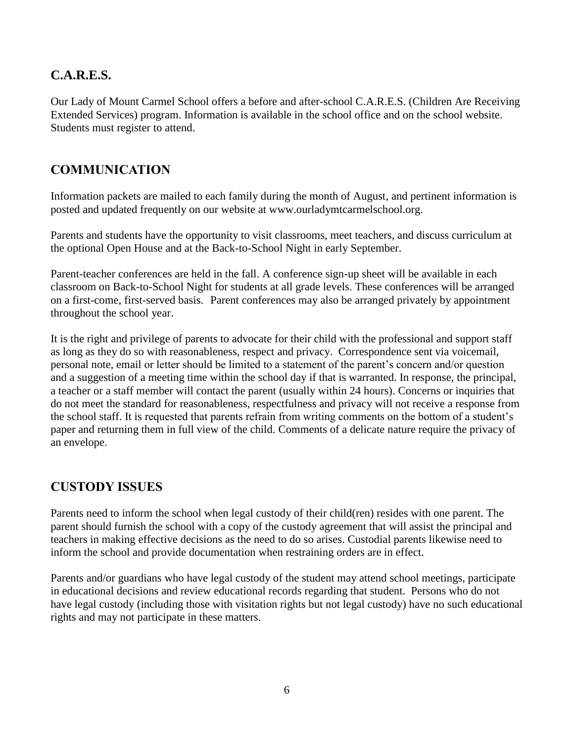## C.A.R.E.S.

Our Lady of Mount Carmel School offers a before and after-school C.A.R.E.S. (Children Are Receiving Extended Services) program. Information is available in the school office and on the school website. Students must register to attend.

## COMMUNICATION

Information packets are mailed to each family during the month of August, and pertinent information is posted and updated frequently on our website at www.ourladymtcarmelschool.org.

Parents and students have the opportunity to visit classrooms, meet teachers, and discuss curriculum at the optional Open House and at the Back-to-School Night in early September.

Parent-teacher conferences are held in the fall. A conference sign-up sheet will be available in each classroom on Back-to-School Night for students at all grade levels. These conferences will be arranged on a first-come, first-served basis. Parent conferences may also be arranged privately by appointment throughout the school year.

It is the right and privilege of parents to advocate for their child with the professional and support staff as long as they do so with reasonableness, respect and privacy. Correspondence sent via voicemail, personal note, email or letter should be limited to a statement of the parent's concern and/or question and a suggestion of a meeting time within the school day if that is warranted. In response, the principal, a teacher or a staff member will contact the parent (usually within 24 hours). Concerns or inquiries that do not meet the standard for reasonableness, respectfulness and privacy will not receive a response from the school staff. It is requested that parents refrain from writing comments on the bottom of a student's paper and returning them in full view of the child. Comments of a delicate nature require the privacy of an envelope.

## CUSTODY ISSUES

Parents need to inform the school when legal custody of their child(ren) resides with one parent. The parent should furnish the school with a copy of the custody agreement that will assist the principal and teachers in making effective decisions as the need to do so arises. Custodial parents likewise need to inform the school and provide documentation when restraining orders are in effect.

Parents and/or guardians who have legal custody of the student may attend school meetings, participate in educational decisions and review educational records regarding that student. Persons who do not have legal custody (including those with visitation rights but not legal custody) have no such educational rights and may not participate in these matters.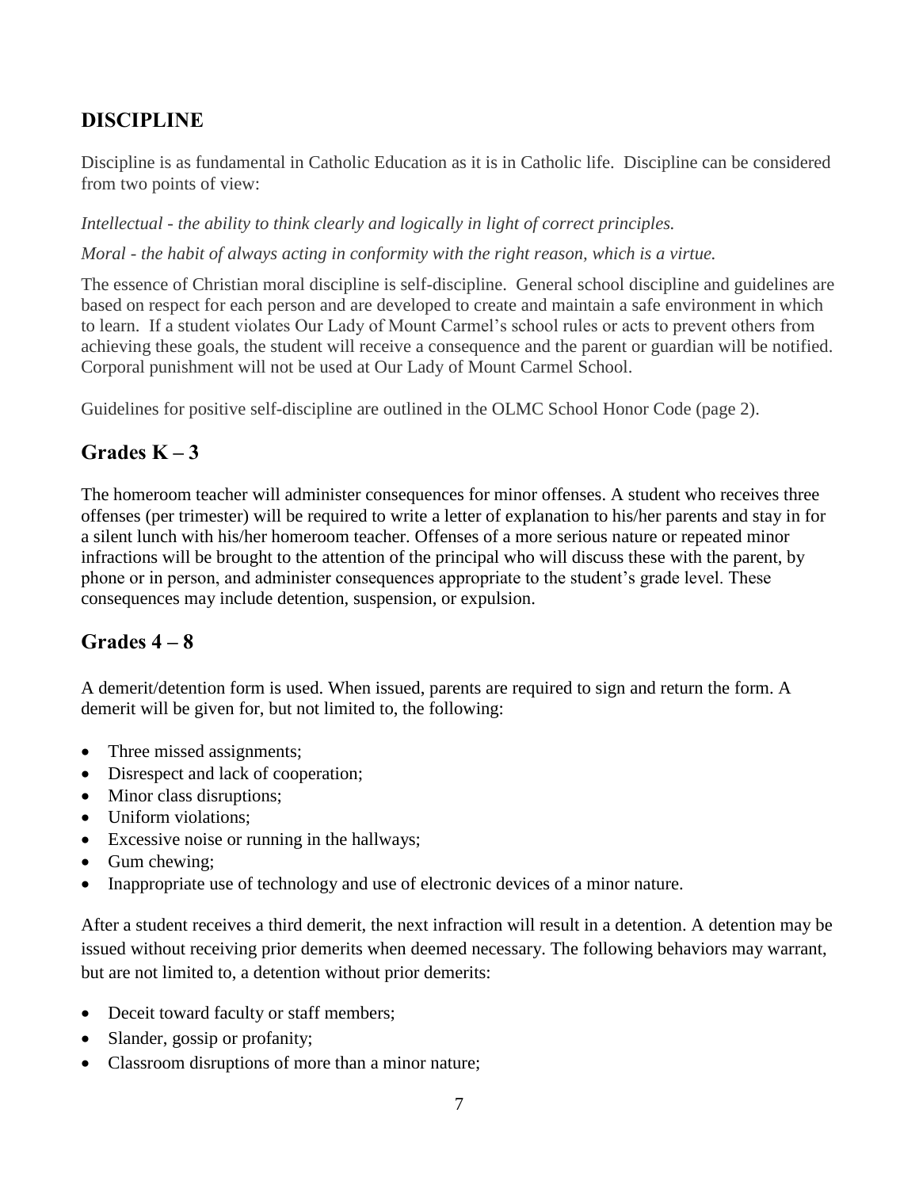## DISCIPLINE

Discipline is as fundamental in Catholic Education as it is in Catholic life. Discipline can be considered from two points of view:

*Intellectual - the ability to think clearly and logically in light of correct principles.*

*Moral - the habit of always acting in conformity with the right reason, which is a virtue.*

The essence of Christian moral discipline is self-discipline. General school discipline and guidelines are based on respect for each person and are developed to create and maintain a safe environment in which to learn. If a student violates Our Lady of Mount Carmel's school rules or acts to prevent others from achieving these goals, the student will receive a consequence and the parent or guardian will be notified. Corporal punishment will not be used at Our Lady of Mount Carmel School.

Guidelines for positive self-discipline are outlined in the OLMC School Honor Code (page 2).

## Grades K – 3

The homeroom teacher will administer consequences for minor offenses. A student who receives three offenses (per trimester) will be required to write a letter of explanation to his/her parents and stay in for a silent lunch with his/her homeroom teacher. Offenses of a more serious nature or repeated minor infractions will be brought to the attention of the principal who will discuss these with the parent, by phone or in person, and administer consequences appropriate to the student's grade level. These consequences may include detention, suspension, or expulsion.

## Grades 4 – 8

A demerit/detention form is used. When issued, parents are required to sign and return the form. A demerit will be given for, but not limited to, the following:

- Three missed assignments;
- Disrespect and lack of cooperation;
- Minor class disruptions;
- Uniform violations;
- Excessive noise or running in the hallways;
- Gum chewing;
- Inappropriate use of technology and use of electronic devices of a minor nature.

After a student receives a third demerit, the next infraction will result in a detention. A detention may be issued without receiving prior demerits when deemed necessary. The following behaviors may warrant, but are not limited to, a detention without prior demerits:

- Deceit toward faculty or staff members;
- Slander, gossip or profanity;
- Classroom disruptions of more than a minor nature;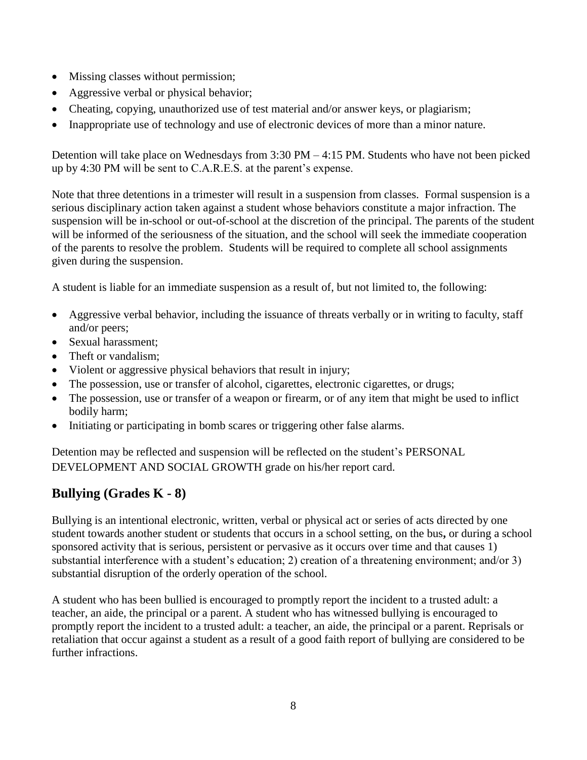- Missing classes without permission;
- Aggressive verbal or physical behavior;
- Cheating, copying, unauthorized use of test material and/or answer keys, or plagiarism;
- Inappropriate use of technology and use of electronic devices of more than a minor nature.

Detention will take place on Wednesdays from 3:30 PM – 4:15 PM. Students who have not been picked up by 4:30 PM will be sent to C.A.R.E.S. at the parent's expense.

Note that three detentions in a trimester will result in a suspension from classes. Formal suspension is a serious disciplinary action taken against a student whose behaviors constitute a major infraction. The suspension will be in-school or out-of-school at the discretion of the principal. The parents of the student will be informed of the seriousness of the situation, and the school will seek the immediate cooperation of the parents to resolve the problem. Students will be required to complete all school assignments given during the suspension.

A student is liable for an immediate suspension as a result of, but not limited to, the following:

- Aggressive verbal behavior, including the issuance of threats verbally or in writing to faculty, staff and/or peers;
- Sexual harassment;
- Theft or vandalism;
- Violent or aggressive physical behaviors that result in injury;
- The possession, use or transfer of alcohol, cigarettes, electronic cigarettes, or drugs;
- The possession, use or transfer of a weapon or firearm, or of any item that might be used to inflict bodily harm;
- Initiating or participating in bomb scares or triggering other false alarms.

Detention may be reflected and suspension will be reflected on the student's PERSONAL DEVELOPMENT AND SOCIAL GROWTH grade on his/her report card.

## Bullying (Grades K - 8)

Bullying is an intentional electronic, written, verbal or physical act or series of acts directed by one student towards another student or students that occurs in a school setting, on the bus**,** or during a school sponsored activity that is serious, persistent or pervasive as it occurs over time and that causes 1) substantial interference with a student's education; 2) creation of a threatening environment; and/or 3) substantial disruption of the orderly operation of the school.

A student who has been bullied is encouraged to promptly report the incident to a trusted adult: a teacher, an aide, the principal or a parent. A student who has witnessed bullying is encouraged to promptly report the incident to a trusted adult: a teacher, an aide, the principal or a parent. Reprisals or retaliation that occur against a student as a result of a good faith report of bullying are considered to be further infractions.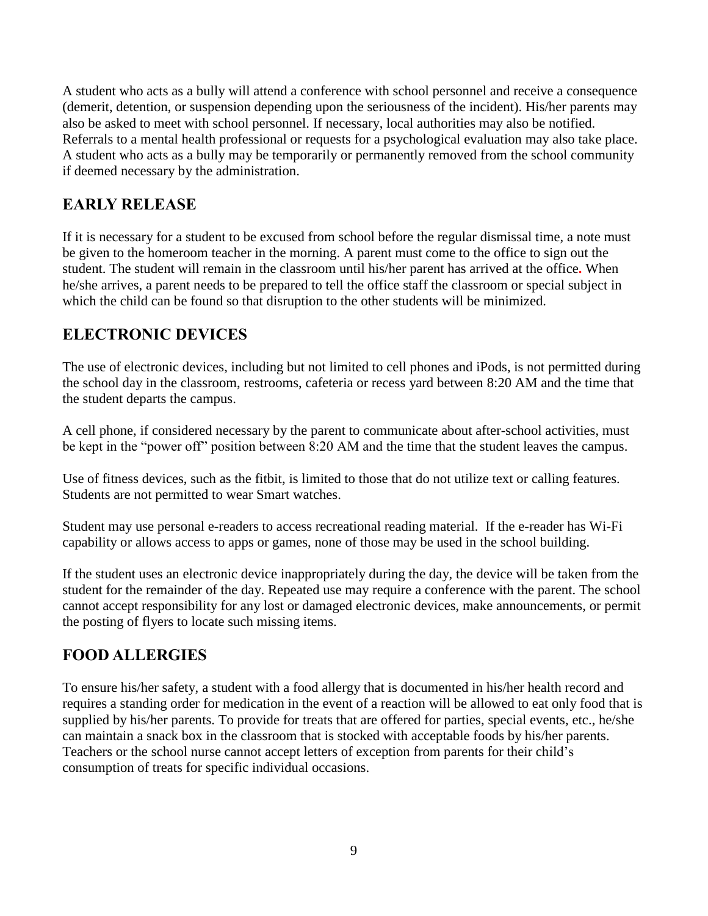A student who acts as a bully will attend a conference with school personnel and receive a consequence (demerit, detention, or suspension depending upon the seriousness of the incident). His/her parents may also be asked to meet with school personnel. If necessary, local authorities may also be notified. Referrals to a mental health professional or requests for a psychological evaluation may also take place. A student who acts as a bully may be temporarily or permanently removed from the school community if deemed necessary by the administration.

## EARLY RELEASE

If it is necessary for a student to be excused from school before the regular dismissal time, a note must be given to the homeroom teacher in the morning. A parent must come to the office to sign out the student. The student will remain in the classroom until his/her parent has arrived at the office. When he/she arrives, a parent needs to be prepared to tell the office staff the classroom or special subject in which the child can be found so that disruption to the other students will be minimized.

## ELECTRONIC DEVICES

The use of electronic devices, including but not limited to cell phones and iPods, is not permitted during the school day in the classroom, restrooms, cafeteria or recess yard between 8:20 AM and the time that the student departs the campus.

A cell phone, if considered necessary by the parent to communicate about after-school activities, must be kept in the "power off" position between 8:20 AM and the time that the student leaves the campus.

Use of fitness devices, such as the fitbit, is limited to those that do not utilize text or calling features. Students are not permitted to wear Smart watches.

Student may use personal e-readers to access recreational reading material. If the e-reader has Wi-Fi capability or allows access to apps or games, none of those may be used in the school building.

If the student uses an electronic device inappropriately during the day, the device will be taken from the student for the remainder of the day. Repeated use may require a conference with the parent. The school cannot accept responsibility for any lost or damaged electronic devices, make announcements, or permit the posting of flyers to locate such missing items.

## FOOD ALLERGIES

To ensure his/her safety, a student with a food allergy that is documented in his/her health record and requires a standing order for medication in the event of a reaction will be allowed to eat only food that is supplied by his/her parents. To provide for treats that are offered for parties, special events, etc., he/she can maintain a snack box in the classroom that is stocked with acceptable foods by his/her parents. Teachers or the school nurse cannot accept letters of exception from parents for their child's consumption of treats for specific individual occasions.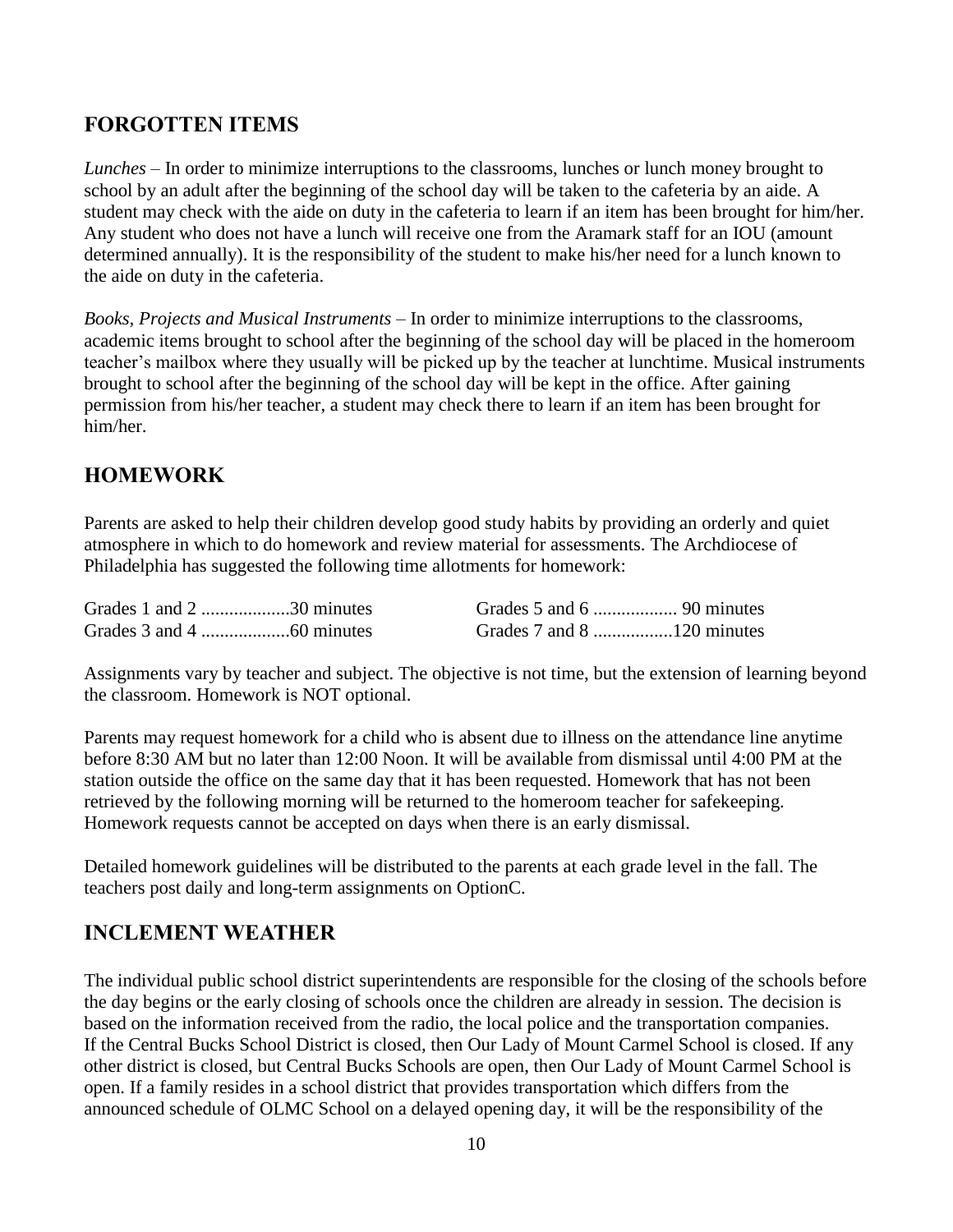## FORGOTTEN ITEMS

*Lunches* – In order to minimize interruptions to the classrooms, lunches or lunch money brought to school by an adult after the beginning of the school day will be taken to the cafeteria by an aide. A student may check with the aide on duty in the cafeteria to learn if an item has been brought for him/her. Any student who does not have a lunch will receive one from the Aramark staff for an IOU (amount determined annually). It is the responsibility of the student to make his/her need for a lunch known to the aide on duty in the cafeteria.

*Books, Projects and Musical Instruments* – In order to minimize interruptions to the classrooms, academic items brought to school after the beginning of the school day will be placed in the homeroom teacher's mailbox where they usually will be picked up by the teacher at lunchtime. Musical instruments brought to school after the beginning of the school day will be kept in the office. After gaining permission from his/her teacher, a student may check there to learn if an item has been brought for him/her.

## HOMEWORK

Parents are asked to help their children develop good study habits by providing an orderly and quiet atmosphere in which to do homework and review material for assessments. The Archdiocese of Philadelphia has suggested the following time allotments for homework:

Grades 1 and 2 ..................30 minutes
Grades 3 and 4 ..................60 minutes
Grades 5 and 6 ................. 90 minutes
Grades 7 and 8 ................120 minutes

Assignments vary by teacher and subject. The objective is not time, but the extension of learning beyond the classroom. Homework is NOT optional.

Parents may request homework for a child who is absent due to illness on the attendance line anytime before 8:30 AM but no later than 12:00 Noon. It will be available from dismissal until 4:00 PM at the station outside the office on the same day that it has been requested. Homework that has not been retrieved by the following morning will be returned to the homeroom teacher for safekeeping. Homework requests cannot be accepted on days when there is an early dismissal.

Detailed homework guidelines will be distributed to the parents at each grade level in the fall. The teachers post daily and long-term assignments on OptionC.

## INCLEMENT WEATHER

The individual public school district superintendents are responsible for the closing of the schools before the day begins or the early closing of schools once the children are already in session. The decision is based on the information received from the radio, the local police and the transportation companies. If the Central Bucks School District is closed, then Our Lady of Mount Carmel School is closed. If any other district is closed, but Central Bucks Schools are open, then Our Lady of Mount Carmel School is open. If a family resides in a school district that provides transportation which differs from the announced schedule of OLMC School on a delayed opening day, it will be the responsibility of the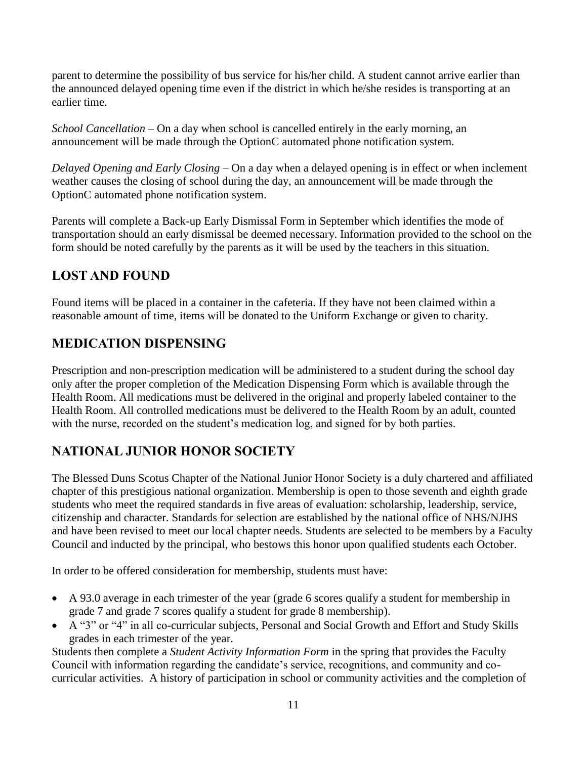parent to determine the possibility of bus service for his/her child. A student cannot arrive earlier than the announced delayed opening time even if the district in which he/she resides is transporting at an earlier time.

*School Cancellation* – On a day when school is cancelled entirely in the early morning, an announcement will be made through the OptionC automated phone notification system.

*Delayed Opening and Early Closing* – On a day when a delayed opening is in effect or when inclement weather causes the closing of school during the day, an announcement will be made through the OptionC automated phone notification system.

Parents will complete a Back-up Early Dismissal Form in September which identifies the mode of transportation should an early dismissal be deemed necessary. Information provided to the school on the form should be noted carefully by the parents as it will be used by the teachers in this situation.

## LOST AND FOUND

Found items will be placed in a container in the cafeteria. If they have not been claimed within a reasonable amount of time, items will be donated to the Uniform Exchange or given to charity.

## MEDICATION DISPENSING

Prescription and non-prescription medication will be administered to a student during the school day only after the proper completion of the Medication Dispensing Form which is available through the Health Room. All medications must be delivered in the original and properly labeled container to the Health Room. All controlled medications must be delivered to the Health Room by an adult, counted with the nurse, recorded on the student's medication log, and signed for by both parties.

## NATIONAL JUNIOR HONOR SOCIETY

The Blessed Duns Scotus Chapter of the National Junior Honor Society is a duly chartered and affiliated chapter of this prestigious national organization. Membership is open to those seventh and eighth grade students who meet the required standards in five areas of evaluation: scholarship, leadership, service, citizenship and character. Standards for selection are established by the national office of NHS/NJHS and have been revised to meet our local chapter needs. Students are selected to be members by a Faculty Council and inducted by the principal, who bestows this honor upon qualified students each October.

In order to be offered consideration for membership, students must have:

- A 93.0 average in each trimester of the year (grade 6 scores qualify a student for membership in grade 7 and grade 7 scores qualify a student for grade 8 membership).
- A "3" or "4" in all co-curricular subjects, Personal and Social Growth and Effort and Study Skills grades in each trimester of the year.

Students then complete a *Student Activity Information Form* in the spring that provides the Faculty Council with information regarding the candidate's service, recognitions, and community and co-curricular activities. A history of participation in school or community activities and the completion of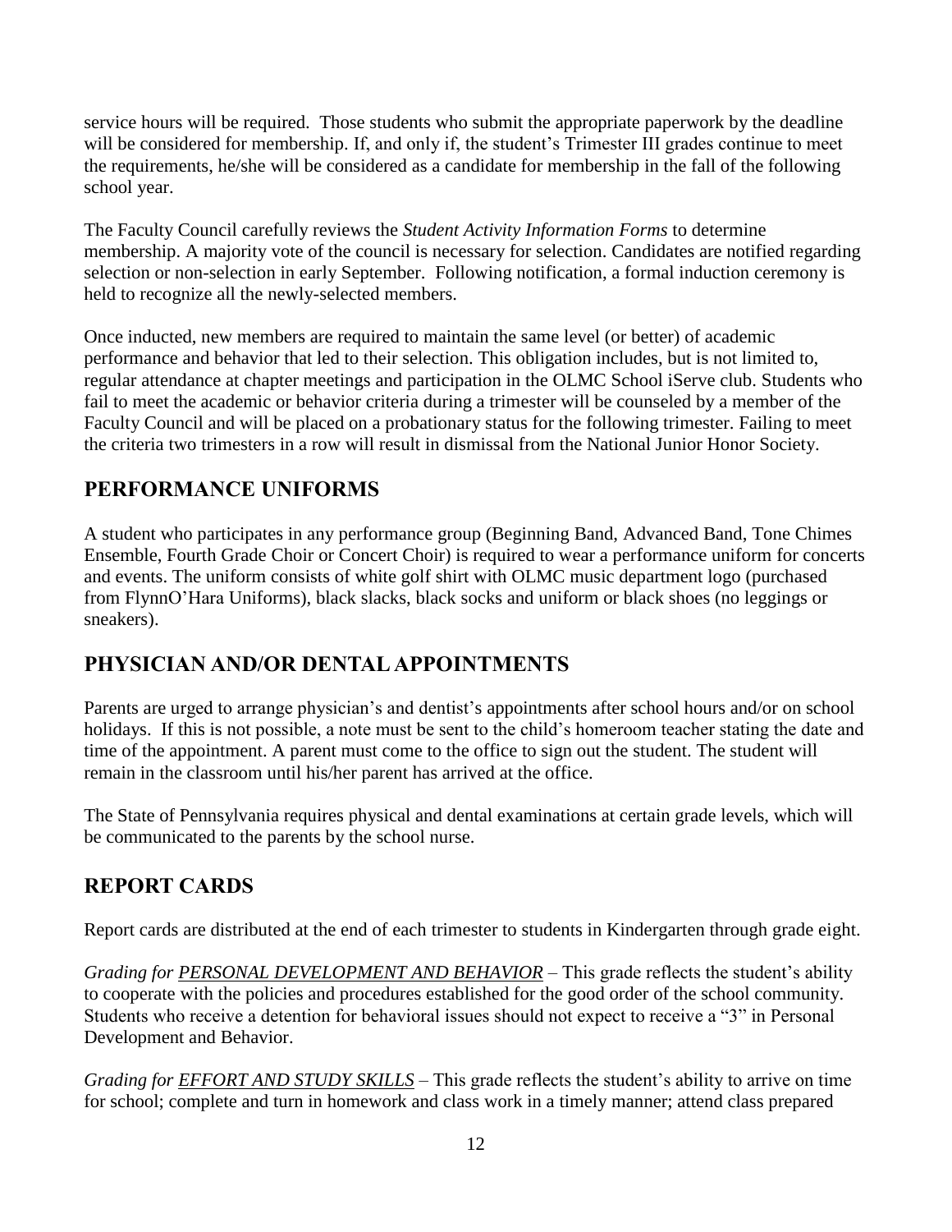service hours will be required. Those students who submit the appropriate paperwork by the deadline will be considered for membership. If, and only if, the student's Trimester III grades continue to meet the requirements, he/she will be considered as a candidate for membership in the fall of the following school year.

The Faculty Council carefully reviews the *Student Activity Information Forms* to determine membership. A majority vote of the council is necessary for selection. Candidates are notified regarding selection or non-selection in early September. Following notification, a formal induction ceremony is held to recognize all the newly-selected members.

Once inducted, new members are required to maintain the same level (or better) of academic performance and behavior that led to their selection. This obligation includes, but is not limited to, regular attendance at chapter meetings and participation in the OLMC School iServe club. Students who fail to meet the academic or behavior criteria during a trimester will be counseled by a member of the Faculty Council and will be placed on a probationary status for the following trimester. Failing to meet the criteria two trimesters in a row will result in dismissal from the National Junior Honor Society.

## PERFORMANCE UNIFORMS

A student who participates in any performance group (Beginning Band, Advanced Band, Tone Chimes Ensemble, Fourth Grade Choir or Concert Choir) is required to wear a performance uniform for concerts and events. The uniform consists of white golf shirt with OLMC music department logo (purchased from FlynnO'Hara Uniforms), black slacks, black socks and uniform or black shoes (no leggings or sneakers).

## PHYSICIAN AND/OR DENTAL APPOINTMENTS

Parents are urged to arrange physician's and dentist's appointments after school hours and/or on school holidays. If this is not possible, a note must be sent to the child's homeroom teacher stating the date and time of the appointment. A parent must come to the office to sign out the student. The student will remain in the classroom until his/her parent has arrived at the office.

The State of Pennsylvania requires physical and dental examinations at certain grade levels, which will be communicated to the parents by the school nurse.

## REPORT CARDS

Report cards are distributed at the end of each trimester to students in Kindergarten through grade eight.

*Grading for <u>PERSONAL DEVELOPMENT AND BEHAVIOR</u>* – This grade reflects the student's ability to cooperate with the policies and procedures established for the good order of the school community. Students who receive a detention for behavioral issues should not expect to receive a "3" in Personal Development and Behavior.

*Grading for <u>EFFORT AND STUDY SKILLS</u>* – This grade reflects the student's ability to arrive on time for school; complete and turn in homework and class work in a timely manner; attend class prepared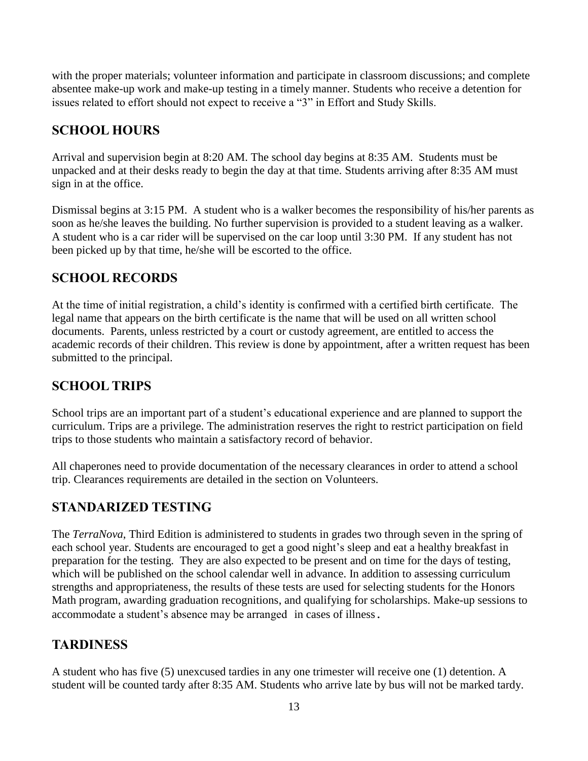with the proper materials; volunteer information and participate in classroom discussions; and complete absentee make-up work and make-up testing in a timely manner. Students who receive a detention for issues related to effort should not expect to receive a "3" in Effort and Study Skills.

## SCHOOL HOURS

Arrival and supervision begin at 8:20 AM. The school day begins at 8:35 AM. Students must be unpacked and at their desks ready to begin the day at that time. Students arriving after 8:35 AM must sign in at the office.

Dismissal begins at 3:15 PM. A student who is a walker becomes the responsibility of his/her parents as soon as he/she leaves the building. No further supervision is provided to a student leaving as a walker. A student who is a car rider will be supervised on the car loop until 3:30 PM. If any student has not been picked up by that time, he/she will be escorted to the office.

## SCHOOL RECORDS

At the time of initial registration, a child's identity is confirmed with a certified birth certificate. The legal name that appears on the birth certificate is the name that will be used on all written school documents. Parents, unless restricted by a court or custody agreement, are entitled to access the academic records of their children. This review is done by appointment, after a written request has been submitted to the principal.

## SCHOOL TRIPS

School trips are an important part of a student's educational experience and are planned to support the curriculum. Trips are a privilege. The administration reserves the right to restrict participation on field trips to those students who maintain a satisfactory record of behavior.

All chaperones need to provide documentation of the necessary clearances in order to attend a school trip. Clearances requirements are detailed in the section on Volunteers.

## STANDARIZED TESTING

The *TerraNova*, Third Edition is administered to students in grades two through seven in the spring of each school year. Students are encouraged to get a good night's sleep and eat a healthy breakfast in preparation for the testing. They are also expected to be present and on time for the days of testing, which will be published on the school calendar well in advance. In addition to assessing curriculum strengths and appropriateness, the results of these tests are used for selecting students for the Honors Math program, awarding graduation recognitions, and qualifying for scholarships. Make-up sessions to accommodate a student's absence may be arranged in cases of illness.

## TARDINESS

A student who has five (5) unexcused tardies in any one trimester will receive one (1) detention. A student will be counted tardy after 8:35 AM. Students who arrive late by bus will not be marked tardy.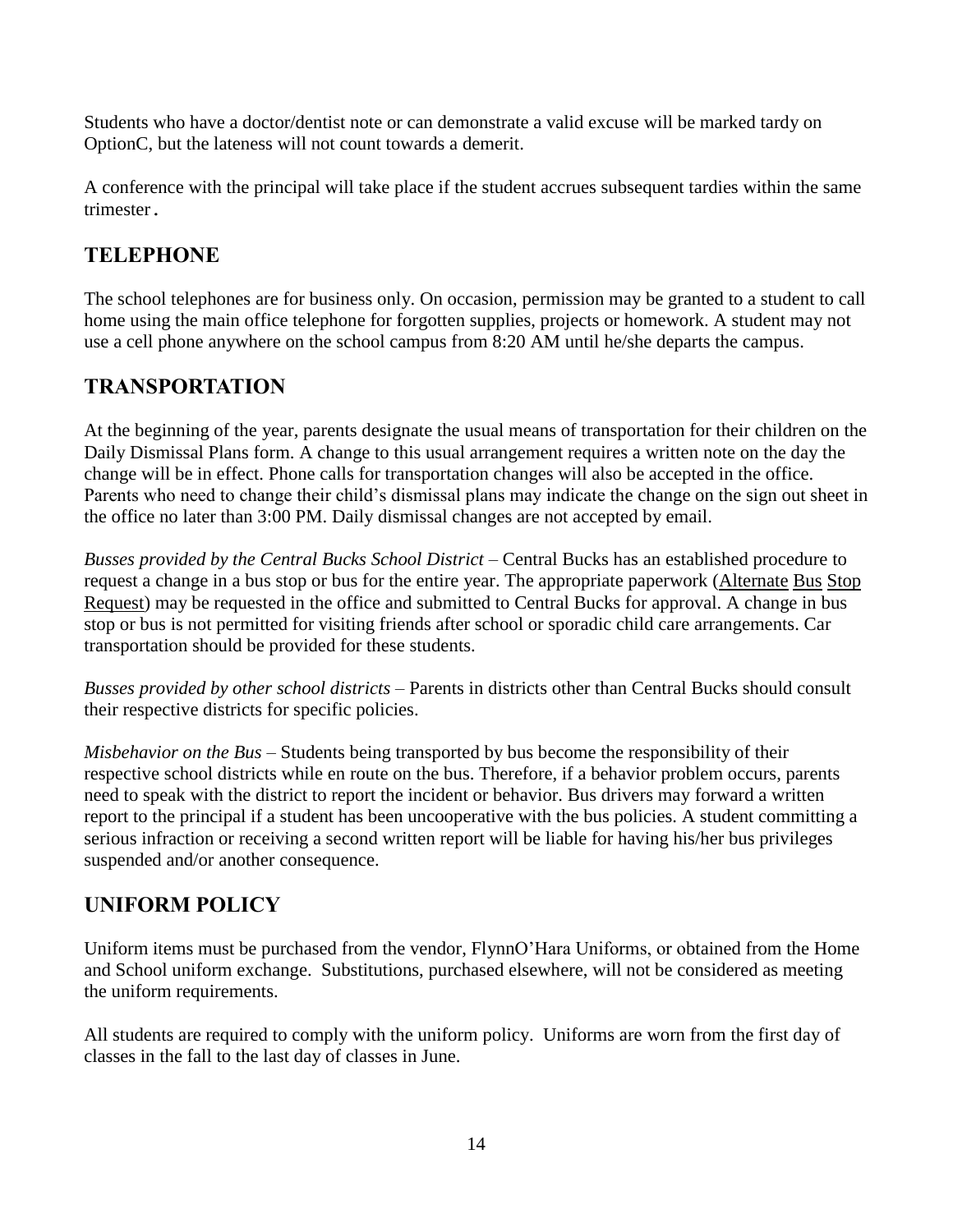Students who have a doctor/dentist note or can demonstrate a valid excuse will be marked tardy on OptionC, but the lateness will not count towards a demerit.

A conference with the principal will take place if the student accrues subsequent tardies within the same trimester.

## TELEPHONE

The school telephones are for business only. On occasion, permission may be granted to a student to call home using the main office telephone for forgotten supplies, projects or homework. A student may not use a cell phone anywhere on the school campus from 8:20 AM until he/she departs the campus.

## TRANSPORTATION

At the beginning of the year, parents designate the usual means of transportation for their children on the Daily Dismissal Plans form. A change to this usual arrangement requires a written note on the day the change will be in effect. Phone calls for transportation changes will also be accepted in the office. Parents who need to change their child's dismissal plans may indicate the change on the sign out sheet in the office no later than 3:00 PM. Daily dismissal changes are not accepted by email.

*Busses provided by the Central Bucks School District* – Central Bucks has an established procedure to request a change in a bus stop or bus for the entire year. The appropriate paperwork (Alternate Bus Stop Request) may be requested in the office and submitted to Central Bucks for approval. A change in bus stop or bus is not permitted for visiting friends after school or sporadic child care arrangements. Car transportation should be provided for these students.

*Busses provided by other school districts* – Parents in districts other than Central Bucks should consult their respective districts for specific policies.

*Misbehavior on the Bus* – Students being transported by bus become the responsibility of their respective school districts while en route on the bus. Therefore, if a behavior problem occurs, parents need to speak with the district to report the incident or behavior. Bus drivers may forward a written report to the principal if a student has been uncooperative with the bus policies. A student committing a serious infraction or receiving a second written report will be liable for having his/her bus privileges suspended and/or another consequence.

## UNIFORM POLICY

Uniform items must be purchased from the vendor, FlynnO'Hara Uniforms, or obtained from the Home and School uniform exchange. Substitutions, purchased elsewhere, will not be considered as meeting the uniform requirements.

All students are required to comply with the uniform policy. Uniforms are worn from the first day of classes in the fall to the last day of classes in June.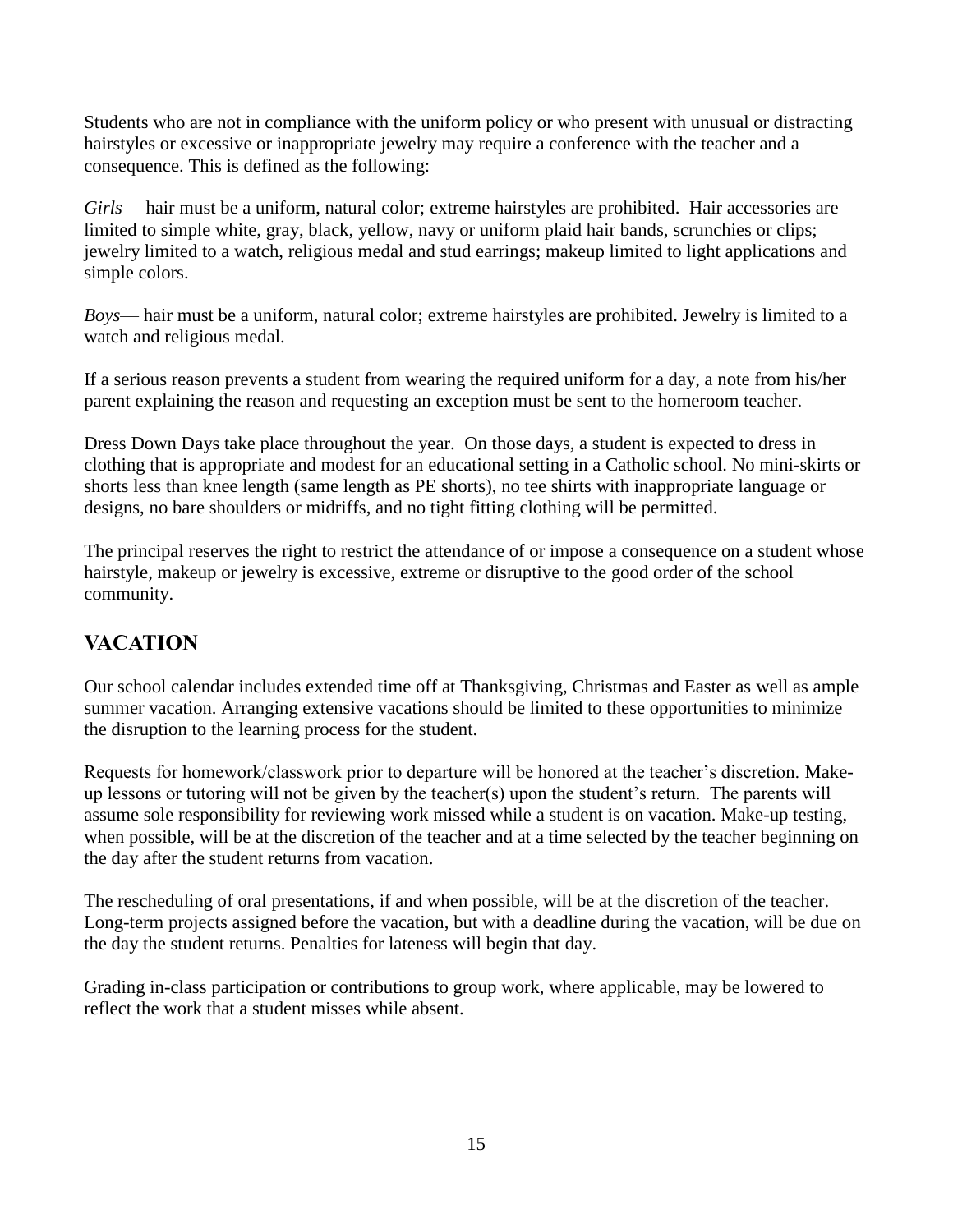Students who are not in compliance with the uniform policy or who present with unusual or distracting hairstyles or excessive or inappropriate jewelry may require a conference with the teacher and a consequence. This is defined as the following:

*Girls*— hair must be a uniform, natural color; extreme hairstyles are prohibited. Hair accessories are limited to simple white, gray, black, yellow, navy or uniform plaid hair bands, scrunchies or clips; jewelry limited to a watch, religious medal and stud earrings; makeup limited to light applications and simple colors.

*Boys*— hair must be a uniform, natural color; extreme hairstyles are prohibited. Jewelry is limited to a watch and religious medal.

If a serious reason prevents a student from wearing the required uniform for a day, a note from his/her parent explaining the reason and requesting an exception must be sent to the homeroom teacher.

Dress Down Days take place throughout the year. On those days, a student is expected to dress in clothing that is appropriate and modest for an educational setting in a Catholic school. No mini-skirts or shorts less than knee length (same length as PE shorts), no tee shirts with inappropriate language or designs, no bare shoulders or midriffs, and no tight fitting clothing will be permitted.

The principal reserves the right to restrict the attendance of or impose a consequence on a student whose hairstyle, makeup or jewelry is excessive, extreme or disruptive to the good order of the school community.

## VACATION

Our school calendar includes extended time off at Thanksgiving, Christmas and Easter as well as ample summer vacation. Arranging extensive vacations should be limited to these opportunities to minimize the disruption to the learning process for the student.

Requests for homework/classwork prior to departure will be honored at the teacher's discretion. Make-up lessons or tutoring will not be given by the teacher(s) upon the student's return. The parents will assume sole responsibility for reviewing work missed while a student is on vacation. Make-up testing, when possible, will be at the discretion of the teacher and at a time selected by the teacher beginning on the day after the student returns from vacation.

The rescheduling of oral presentations, if and when possible, will be at the discretion of the teacher. Long-term projects assigned before the vacation, but with a deadline during the vacation, will be due on the day the student returns. Penalties for lateness will begin that day.

Grading in-class participation or contributions to group work, where applicable, may be lowered to reflect the work that a student misses while absent.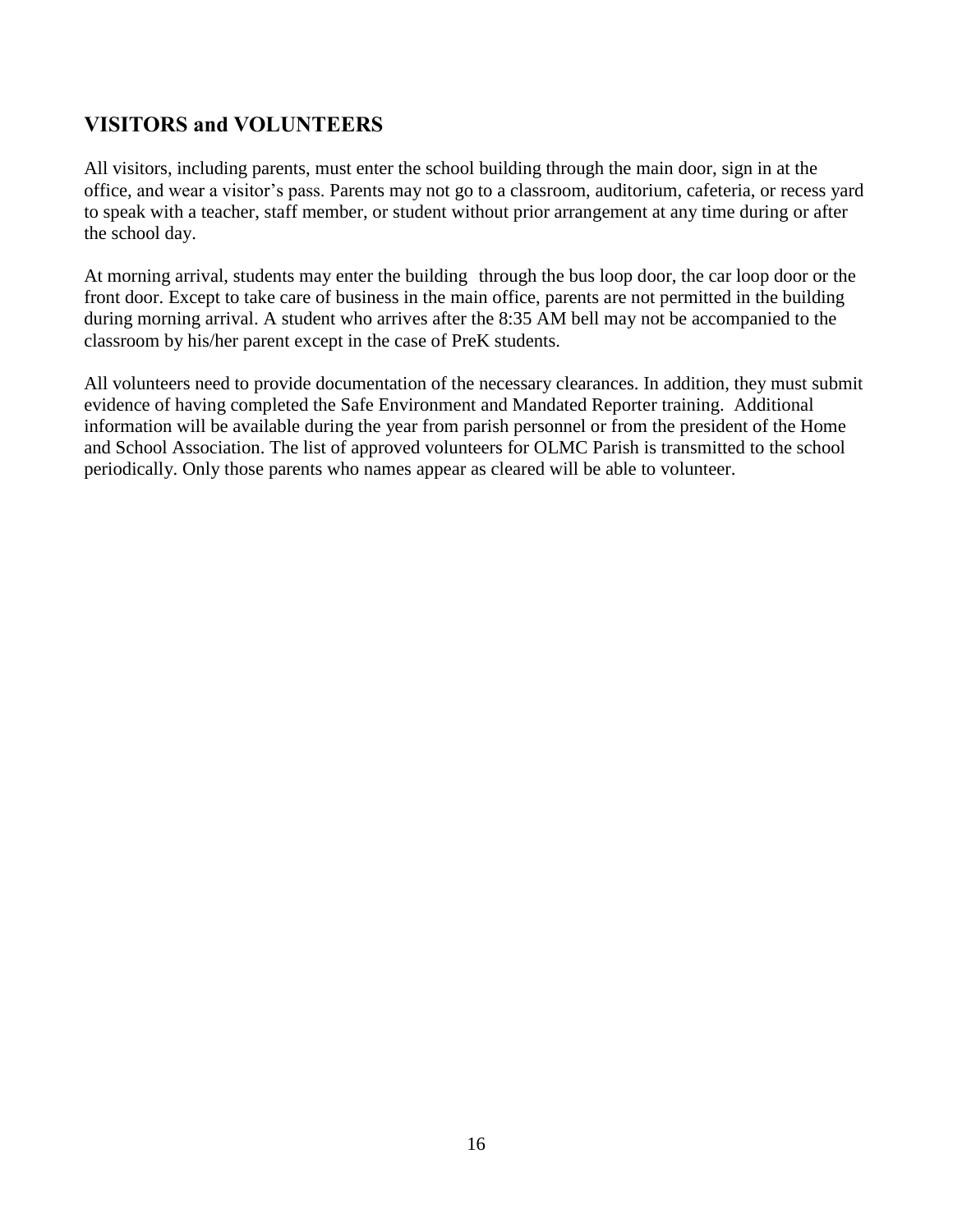## VISITORS and VOLUNTEERS

All visitors, including parents, must enter the school building through the main door, sign in at the office, and wear a visitor's pass. Parents may not go to a classroom, auditorium, cafeteria, or recess yard to speak with a teacher, staff member, or student without prior arrangement at any time during or after the school day.

At morning arrival, students may enter the building through the bus loop door, the car loop door or the front door. Except to take care of business in the main office, parents are not permitted in the building during morning arrival. A student who arrives after the 8:35 AM bell may not be accompanied to the classroom by his/her parent except in the case of PreK students.

All volunteers need to provide documentation of the necessary clearances. In addition, they must submit evidence of having completed the Safe Environment and Mandated Reporter training. Additional information will be available during the year from parish personnel or from the president of the Home and School Association. The list of approved volunteers for OLMC Parish is transmitted to the school periodically. Only those parents who names appear as cleared will be able to volunteer.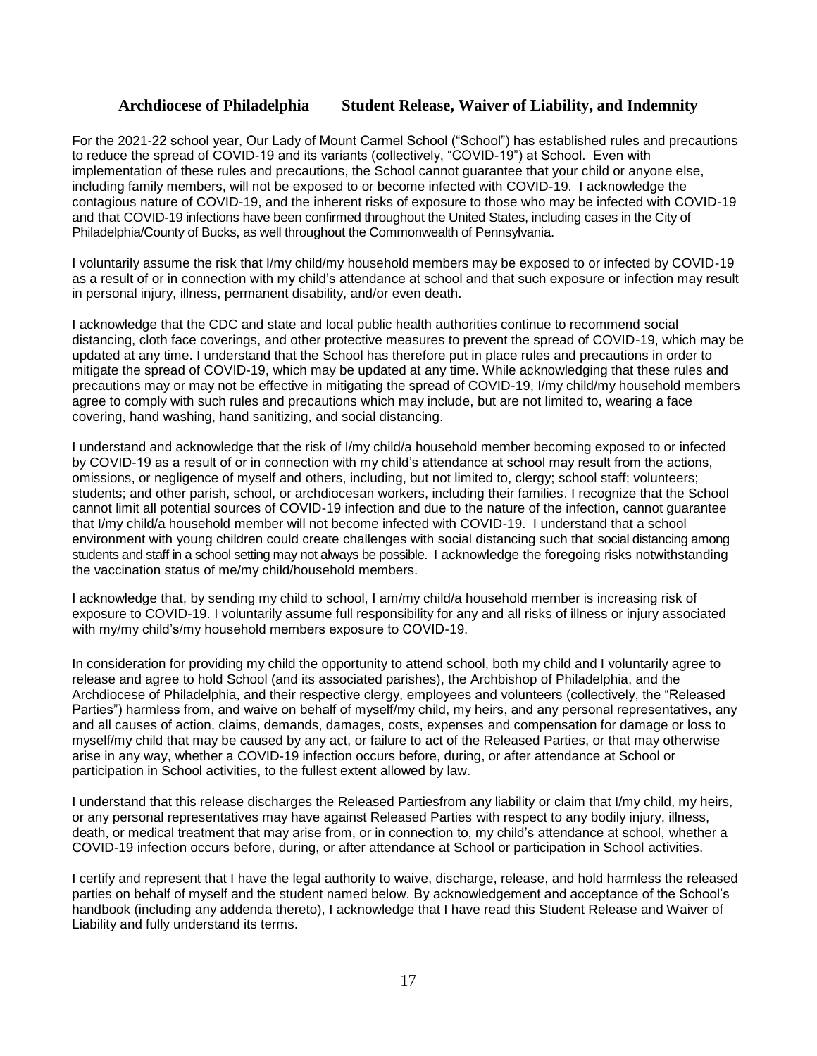## Archdiocese of Philadelphia Student Release, Waiver of Liability, and Indemnity

For the 2021-22 school year, Our Lady of Mount Carmel School ("School") has established rules and precautions to reduce the spread of COVID-19 and its variants (collectively, "COVID-19") at School. Even with implementation of these rules and precautions, the School cannot guarantee that your child or anyone else, including family members, will not be exposed to or become infected with COVID-19. I acknowledge the contagious nature of COVID-19, and the inherent risks of exposure to those who may be infected with COVID-19 and that COVID-19 infections have been confirmed throughout the United States, including cases in the City of Philadelphia/County of Bucks, as well throughout the Commonwealth of Pennsylvania.

I voluntarily assume the risk that I/my child/my household members may be exposed to or infected by COVID-19 as a result of or in connection with my child's attendance at school and that such exposure or infection may result in personal injury, illness, permanent disability, and/or even death.

I acknowledge that the CDC and state and local public health authorities continue to recommend social distancing, cloth face coverings, and other protective measures to prevent the spread of COVID-19, which may be updated at any time. I understand that the School has therefore put in place rules and precautions in order to mitigate the spread of COVID-19, which may be updated at any time. While acknowledging that these rules and precautions may or may not be effective in mitigating the spread of COVID-19, I/my child/my household members agree to comply with such rules and precautions which may include, but are not limited to, wearing a face covering, hand washing, hand sanitizing, and social distancing.

I understand and acknowledge that the risk of I/my child/a household member becoming exposed to or infected by COVID-19 as a result of or in connection with my child's attendance at school may result from the actions, omissions, or negligence of myself and others, including, but not limited to, clergy; school staff; volunteers; students; and other parish, school, or archdiocesan workers, including their families. I recognize that the School cannot limit all potential sources of COVID-19 infection and due to the nature of the infection, cannot guarantee that I/my child/a household member will not become infected with COVID-19. I understand that a school environment with young children could create challenges with social distancing such that social distancing among students and staff in a school setting may not always be possible. I acknowledge the foregoing risks notwithstanding the vaccination status of me/my child/household members.

I acknowledge that, by sending my child to school, I am/my child/a household member is increasing risk of exposure to COVID-19. I voluntarily assume full responsibility for any and all risks of illness or injury associated with my/my child's/my household members exposure to COVID-19.

In consideration for providing my child the opportunity to attend school, both my child and I voluntarily agree to release and agree to hold School (and its associated parishes), the Archbishop of Philadelphia, and the Archdiocese of Philadelphia, and their respective clergy, employees and volunteers (collectively, the "Released Parties") harmless from, and waive on behalf of myself/my child, my heirs, and any personal representatives, any and all causes of action, claims, demands, damages, costs, expenses and compensation for damage or loss to myself/my child that may be caused by any act, or failure to act of the Released Parties, or that may otherwise arise in any way, whether a COVID-19 infection occurs before, during, or after attendance at School or participation in School activities, to the fullest extent allowed by law.

I understand that this release discharges the Released Partiesfrom any liability or claim that I/my child, my heirs, or any personal representatives may have against Released Parties with respect to any bodily injury, illness, death, or medical treatment that may arise from, or in connection to, my child's attendance at school, whether a COVID-19 infection occurs before, during, or after attendance at School or participation in School activities.

I certify and represent that I have the legal authority to waive, discharge, release, and hold harmless the released parties on behalf of myself and the student named below. By acknowledgement and acceptance of the School's handbook (including any addenda thereto), I acknowledge that I have read this Student Release and Waiver of Liability and fully understand its terms.